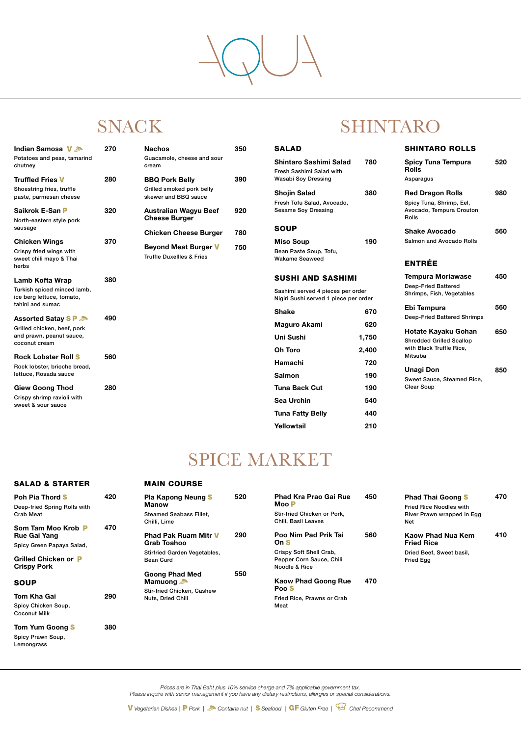# AQUA

## SNACK

**Indian Samosa** V 🥜 — 270
Potatoes and peas, tamarind chutney

**Truffled Fries** V — 280
Shoestring fries, truffle paste, parmesan cheese

**Saikrok E-San** P — 320
North-eastern style pork sausage

**Chicken Wings** — 370
Crispy fried wings with sweet chili mayo & Thai herbs

**Lamb Kofta Wrap** — 380
Turkish spiced minced lamb, ice berg lettuce, tomato, tahini and sumac

**Assorted Satay** S P 🥜 — 490
Grilled chicken, beef, pork and prawn, peanut sauce, coconut cream

**Rock Lobster Roll** S — 560
Rock lobster, brioche bread, lettuce, Rosada sauce

**Giew Goong Thod** — 280
Crispy shrimp ravioli with sweet & sour sauce

**Nachos** — 350
Guacamole, cheese and sour cream

**BBQ Pork Belly** — 390
Grilled smoked pork belly skewer and BBQ sauce

**Australian Wagyu Beef Cheese Burger** — 920

**Chicken Cheese Burger** — 780

**Beyond Meat Burger** V — 750
Truffle Duxellles & Fries

## SHINTARO

### SALAD

**Shintaro Sashimi Salad** — 780
Fresh Sashimi Salad with Wasabi Soy Dressing

**Shojin Salad** — 380
Fresh Tofu Salad, Avocado, Sesame Soy Dressing

### SOUP

**Miso Soup** — 190
Bean Paste Soup, Tofu, Wakame Seaweed

### SUSHI AND SASHIMI

Sashimi served 4 pieces per order
Nigiri Sushi served 1 piece per order

| Item | Price |
| --- | --- |
| **Shake** | 670 |
| **Maguro Akami** | 620 |
| **Uni Sushi** | 1,750 |
| **Oh Toro** | 2,400 |
| **Hamachi** | 720 |
| **Salmon** | 190 |
| **Tuna Back Cut** | 190 |
| **Sea Urchin** | 540 |
| **Tuna Fatty Belly** | 440 |
| **Yellowtail** | 210 |

### SHINTARO ROLLS

**Spicy Tuna Tempura Rolls** — 520
Asparagus

**Red Dragon Rolls** — 980
Spicy Tuna, Shrimp, Eel, Avocado, Tempura Crouton Rolls

**Shake Avocado** — 560
Salmon and Avocado Rolls

### ENTRÉE

**Tempura Moriawase** — 450
Deep-Fried Battered Shrimps, Fish, Vegetables

**Ebi Tempura** — 560
Deep-Fried Battered Shrimps

**Hotate Kayaku Gohan** — 650
Shredded Grilled Scallop with Black Truffle Rice, Mitsuba

**Unagi Don** — 850
Sweet Sauce, Steamed Rice, Clear Soup

## SPICE MARKET

### SALAD & STARTER

**Poh Pia Thord** S — 420
Deep-fried Spring Rolls with Crab Meat

**Som Tam Moo Krob Rue Gai Yang** P — 470
Spicy Green Papaya Salad,

**Grilled Chicken or Crispy Pork** P

### SOUP

**Tom Kha Gai** — 290
Spicy Chicken Soup, Coconut Milk

**Tom Yum Goong** S — 380
Spicy Prawn Soup, Lemongrass

### MAIN COURSE

**Pla Kapong Neung Manow** S — 520
Steamed Seabass Fillet, Chilli, Lime

**Phad Pak Ruam Mitr Grab Toahoo** V — 290
Stirfried Garden Vegetables, Bean Curd

**Goong Phad Med Mamuong** 🥜 — 550
Stir-fried Chicken, Cashew Nuts, Dried Chili

**Phad Kra Prao Gai Rue Moo** P — 450
Stir-fried Chicken or Pork, Chili, Basil Leaves

**Poo Nim Pad Prik Tai On** S — 560
Crispy Soft Shell Crab, Pepper Corn Sauce, Chili Noodle & Rice

**Kaow Phad Goong Rue Poo** S — 470
Fried Rice, Prawns or Crab Meat

**Phad Thai Goong** S — 470
Fried Rice Noodles with River Prawn wrapped in Egg Net

**Kaow Phad Nua Kem Fried Rice** — 410
Dried Beef, Sweet basil, Fried Egg

*Prices are in Thai Baht plus 10% service charge and 7% applicable government tax.*
*Please inquire with senior management if you have any dietary restrictions, allergies or special considerations.*

V *Vegetarian Dishes* | P *Pork* | 🥜 *Contains nut* | S *Seafood* | GF *Gluten Free* | *Chef Recommend*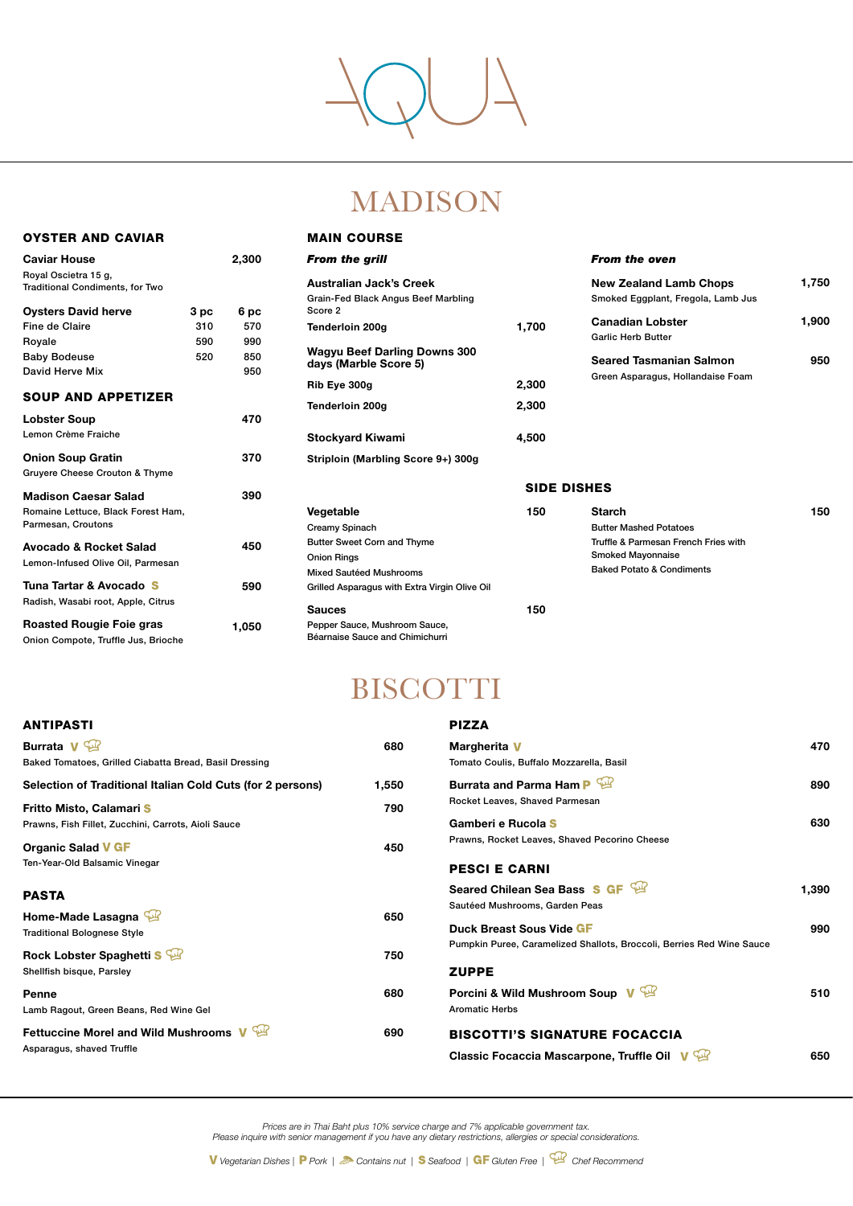# AQUA

## MADISON

### OYSTER AND CAVIAR

**Caviar House** 2,300
Royal Oscietra 15 g,
Traditional Condiments, for Two

| **Oysters David herve** | **3 pc** | **6 pc** |
|---|---|---|
| Fine de Claire | 310 | 570 |
| Royale | 590 | 990 |
| Baby Bodeuse | 520 | 850 |
| David Herve Mix | | 950 |

### SOUP AND APPETIZER

**Lobster Soup** 470
Lemon Crème Fraiche

**Onion Soup Gratin** 370
Gruyere Cheese Crouton & Thyme

**Madison Caesar Salad** 390
Romaine Lettuce, Black Forest Ham, Parmesan, Croutons

**Avocado & Rocket Salad** 450
Lemon-Infused Olive Oil, Parmesan

**Tuna Tartar & Avocado** S 590
Radish, Wasabi root, Apple, Citrus

**Roasted Rougie Foie gras** 1,050
Onion Compote, Truffle Jus, Brioche

### MAIN COURSE

***From the grill***

**Australian Jack's Creek**
Grain-Fed Black Angus Beef Marbling Score 2

**Tenderloin 200g** 1,700

**Wagyu Beef Darling Downs 300 days (Marble Score 5)**

**Rib Eye 300g** 2,300

**Tenderloin 200g** 2,300

**Stockyard Kiwami** 4,500

**Striploin (Marbling Score 9+) 300g**

***From the oven***

**New Zealand Lamb Chops** 1,750
Smoked Eggplant, Fregola, Lamb Jus

**Canadian Lobster** 1,900
Garlic Herb Butter

**Seared Tasmanian Salmon** 950
Green Asparagus, Hollandaise Foam

### SIDE DISHES

**Vegetable** 150
Creamy Spinach
Butter Sweet Corn and Thyme
Onion Rings
Mixed Sautéed Mushrooms
Grilled Asparagus with Extra Virgin Olive Oil

**Starch** 150
Butter Mashed Potatoes
Truffle & Parmesan French Fries with Smoked Mayonnaise
Baked Potato & Condiments

**Sauces** 150
Pepper Sauce, Mushroom Sauce, Béarnaise Sauce and Chimichurri

## BISCOTTI

### ANTIPASTI

**Burrata** V 🍳 680
Baked Tomatoes, Grilled Ciabatta Bread, Basil Dressing

**Selection of Traditional Italian Cold Cuts (for 2 persons)** 1,550

**Fritto Misto, Calamari** S 790
Prawns, Fish Fillet, Zucchini, Carrots, Aioli Sauce

**Organic Salad** V GF 450
Ten-Year-Old Balsamic Vinegar

### PASTA

**Home-Made Lasagna** 🍳 650
Traditional Bolognese Style

**Rock Lobster Spaghetti** S 🍳 750
Shellfish bisque, Parsley

**Penne** 680
Lamb Ragout, Green Beans, Red Wine Gel

**Fettuccine Morel and Wild Mushrooms** V 🍳 690
Asparagus, shaved Truffle

### PIZZA

**Margherita** V 470
Tomato Coulis, Buffalo Mozzarella, Basil

**Burrata and Parma Ham** P 🍳 890
Rocket Leaves, Shaved Parmesan

**Gamberi e Rucola** S 630
Prawns, Rocket Leaves, Shaved Pecorino Cheese

### PESCI E CARNI

**Seared Chilean Sea Bass** S GF 🍳 1,390
Sautéed Mushrooms, Garden Peas

**Duck Breast Sous Vide** GF 990
Pumpkin Puree, Caramelized Shallots, Broccoli, Berries Red Wine Sauce

### ZUPPE

**Porcini & Wild Mushroom Soup** V 🍳 510
Aromatic Herbs

### BISCOTTI'S SIGNATURE FOCACCIA

**Classic Focaccia Mascarpone, Truffle Oil** V 🍳 650

*Prices are in Thai Baht plus 10% service charge and 7% applicable government tax.*
*Please inquire with senior management if you have any dietary restrictions, allergies or special considerations.*

**V** *Vegetarian Dishes* | **P** *Pork* | *Contains nut* | **S** *Seafood* | **GF** *Gluten Free* | 🍳 *Chef Recommend*